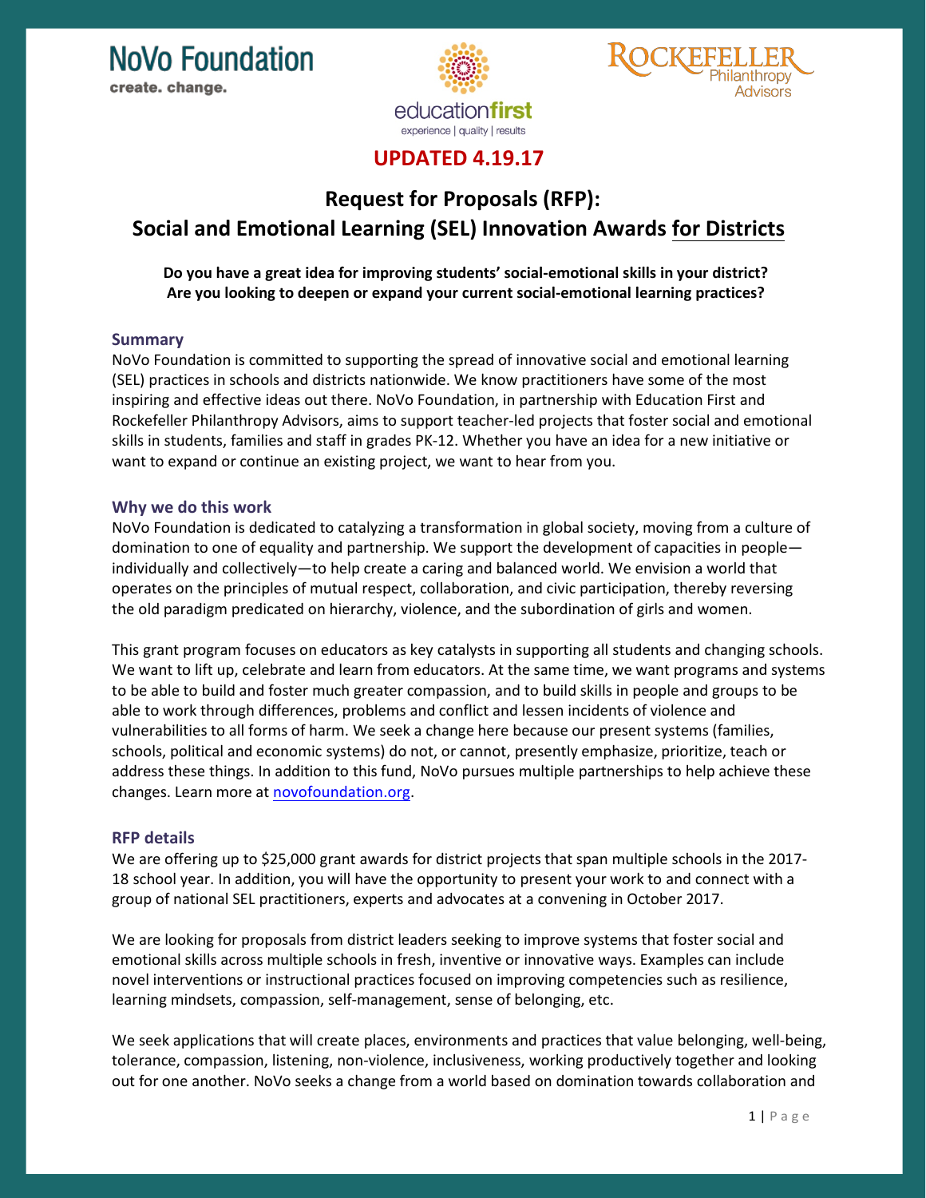NoVo Foundation
create. change.

education first
experience | quality | results

Rockefeller Philanthropy Advisors

**UPDATED 4.19.17**

# Request for Proposals (RFP):
# Social and Emotional Learning (SEL) Innovation Awards for Districts

**Do you have a great idea for improving students' social-emotional skills in your district? Are you looking to deepen or expand your current social-emotional learning practices?**

## Summary

NoVo Foundation is committed to supporting the spread of innovative social and emotional learning (SEL) practices in schools and districts nationwide. We know practitioners have some of the most inspiring and effective ideas out there. NoVo Foundation, in partnership with Education First and Rockefeller Philanthropy Advisors, aims to support teacher-led projects that foster social and emotional skills in students, families and staff in grades PK-12. Whether you have an idea for a new initiative or want to expand or continue an existing project, we want to hear from you.

## Why we do this work

NoVo Foundation is dedicated to catalyzing a transformation in global society, moving from a culture of domination to one of equality and partnership. We support the development of capacities in people—individually and collectively—to help create a caring and balanced world. We envision a world that operates on the principles of mutual respect, collaboration, and civic participation, thereby reversing the old paradigm predicated on hierarchy, violence, and the subordination of girls and women.

This grant program focuses on educators as key catalysts in supporting all students and changing schools. We want to lift up, celebrate and learn from educators. At the same time, we want programs and systems to be able to build and foster much greater compassion, and to build skills in people and groups to be able to work through differences, problems and conflict and lessen incidents of violence and vulnerabilities to all forms of harm. We seek a change here because our present systems (families, schools, political and economic systems) do not, or cannot, presently emphasize, prioritize, teach or address these things. In addition to this fund, NoVo pursues multiple partnerships to help achieve these changes. Learn more at novofoundation.org.

## RFP details

We are offering up to $25,000 grant awards for district projects that span multiple schools in the 2017-18 school year. In addition, you will have the opportunity to present your work to and connect with a group of national SEL practitioners, experts and advocates at a convening in October 2017.

We are looking for proposals from district leaders seeking to improve systems that foster social and emotional skills across multiple schools in fresh, inventive or innovative ways. Examples can include novel interventions or instructional practices focused on improving competencies such as resilience, learning mindsets, compassion, self-management, sense of belonging, etc.

We seek applications that will create places, environments and practices that value belonging, well-being, tolerance, compassion, listening, non-violence, inclusiveness, working productively together and looking out for one another. NoVo seeks a change from a world based on domination towards collaboration and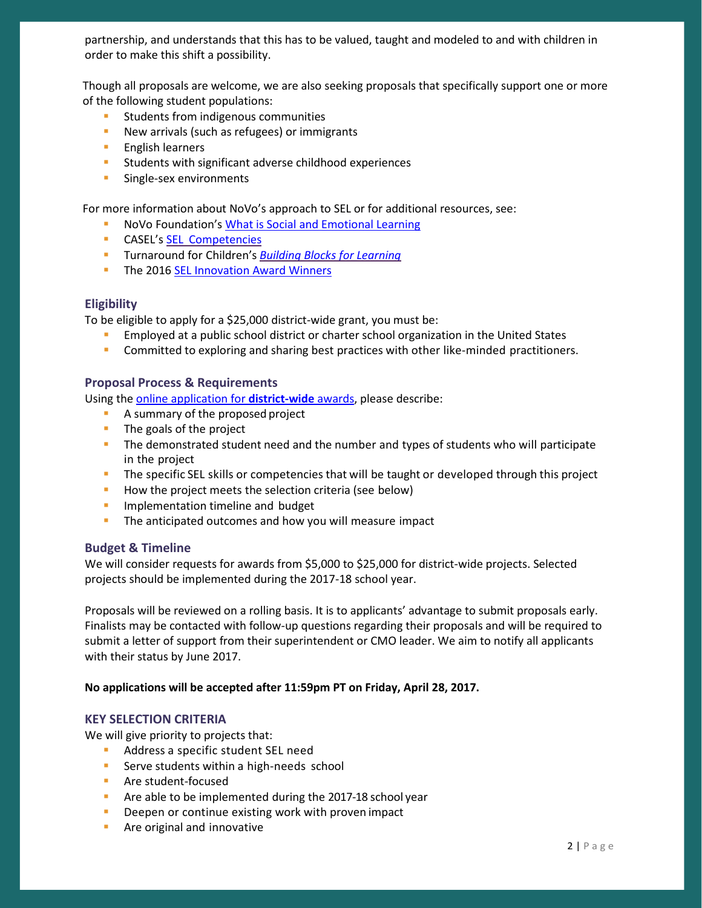partnership, and understands that this has to be valued, taught and modeled to and with children in order to make this shift a possibility.

Though all proposals are welcome, we are also seeking proposals that specifically support one or more of the following student populations:

- Students from indigenous communities
- New arrivals (such as refugees) or immigrants
- English learners
- Students with significant adverse childhood experiences
- Single-sex environments

For more information about NoVo's approach to SEL or for additional resources, see:

- NoVo Foundation's What is Social and Emotional Learning
- CASEL's SEL Competencies
- Turnaround for Children's *Building Blocks for Learning*
- The 2016 SEL Innovation Award Winners

### Eligibility

To be eligible to apply for a $25,000 district-wide grant, you must be:

- Employed at a public school district or charter school organization in the United States
- Committed to exploring and sharing best practices with other like-minded practitioners.

### Proposal Process & Requirements

Using the online application for **district-wide** awards, please describe:

- A summary of the proposed project
- The goals of the project
- The demonstrated student need and the number and types of students who will participate in the project
- The specific SEL skills or competencies that will be taught or developed through this project
- How the project meets the selection criteria (see below)
- Implementation timeline and budget
- The anticipated outcomes and how you will measure impact

### Budget & Timeline

We will consider requests for awards from $5,000 to $25,000 for district-wide projects. Selected projects should be implemented during the 2017-18 school year.

Proposals will be reviewed on a rolling basis. It is to applicants' advantage to submit proposals early. Finalists may be contacted with follow-up questions regarding their proposals and will be required to submit a letter of support from their superintendent or CMO leader. We aim to notify all applicants with their status by June 2017.

**No applications will be accepted after 11:59pm PT on Friday, April 28, 2017.**

### KEY SELECTION CRITERIA

We will give priority to projects that:

- Address a specific student SEL need
- Serve students within a high-needs school
- Are student-focused
- Are able to be implemented during the 2017-18 school year
- Deepen or continue existing work with proven impact
- Are original and innovative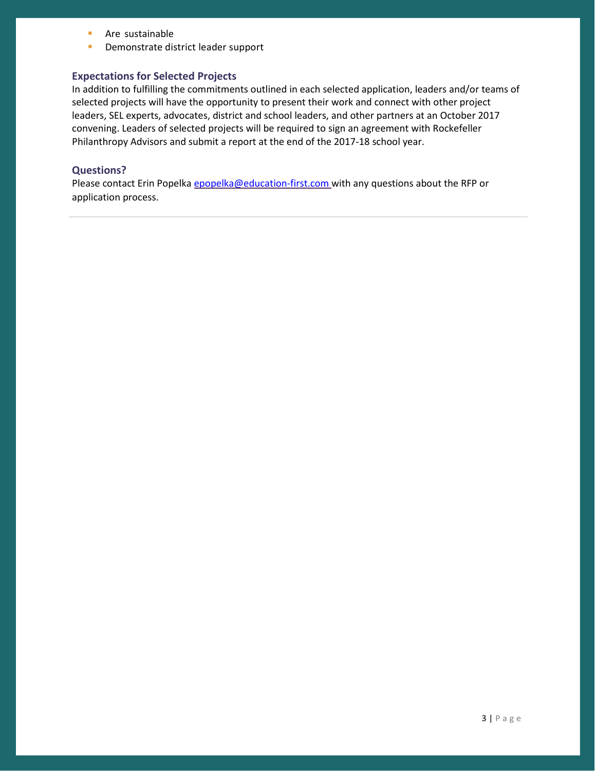- Are sustainable
- Demonstrate district leader support

### Expectations for Selected Projects

In addition to fulfilling the commitments outlined in each selected application, leaders and/or teams of selected projects will have the opportunity to present their work and connect with other project leaders, SEL experts, advocates, district and school leaders, and other partners at an October 2017 convening. Leaders of selected projects will be required to sign an agreement with Rockefeller Philanthropy Advisors and submit a report at the end of the 2017-18 school year.

### Questions?

Please contact Erin Popelka [epopelka@education-first.com](mailto:epopelka@education-first.com) with any questions about the RFP or application process.

---